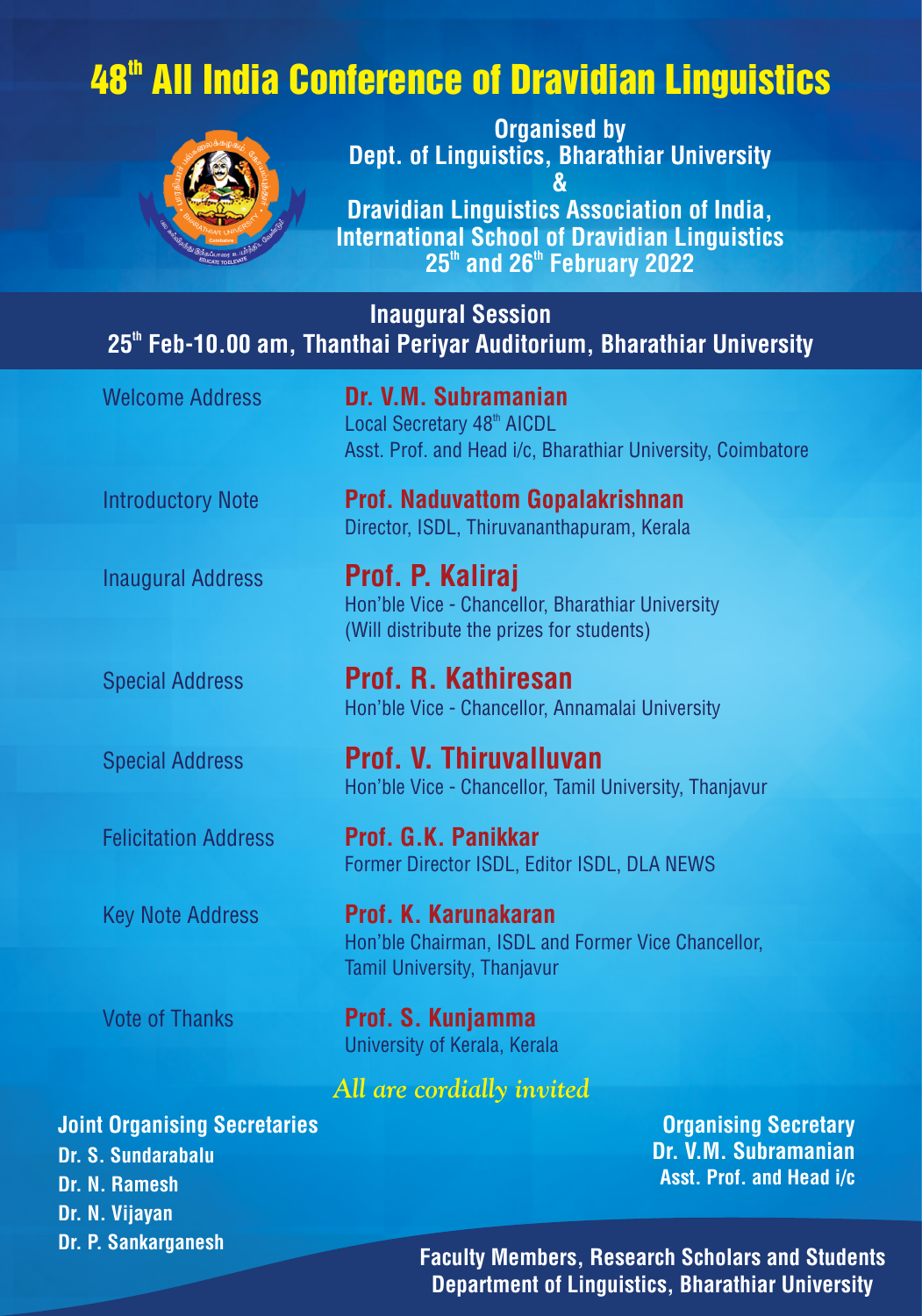# 48th All India Conference of Dravidian Linguistics

**Organised by**
**Dept. of Linguistics, Bharathiar University**
**&**
**Dravidian Linguistics Association of India,**
**International School of Dravidian Linguistics**
**25th and 26th February 2022**

## Inaugural Session

**25th Feb-10.00 am, Thanthai Periyar Auditorium, Bharathiar University**

| | |
|---|---|
| Welcome Address | **Dr. V.M. Subramanian**<br>Local Secretary 48th AICDL<br>Asst. Prof. and Head i/c, Bharathiar University, Coimbatore |
| Introductory Note | **Prof. Naduvattom Gopalakrishnan**<br>Director, ISDL, Thiruvananthapuram, Kerala |
| Inaugural Address | **Prof. P. Kaliraj**<br>Hon'ble Vice - Chancellor, Bharathiar University<br>(Will distribute the prizes for students) |
| Special Address | **Prof. R. Kathiresan**<br>Hon'ble Vice - Chancellor, Annamalai University |
| Special Address | **Prof. V. Thiruvalluvan**<br>Hon'ble Vice - Chancellor, Tamil University, Thanjavur |
| Felicitation Address | **Prof. G.K. Panikkar**<br>Former Director ISDL, Editor ISDL, DLA NEWS |
| Key Note Address | **Prof. K. Karunakaran**<br>Hon'ble Chairman, ISDL and Former Vice Chancellor, Tamil University, Thanjavur |
| Vote of Thanks | **Prof. S. Kunjamma**<br>University of Kerala, Kerala |

*All are cordially invited*

**Joint Organising Secretaries**
**Dr. S. Sundarabalu**
**Dr. N. Ramesh**
**Dr. N. Vijayan**
**Dr. P. Sankarganesh**

**Organising Secretary**
**Dr. V.M. Subramanian**
**Asst. Prof. and Head i/c**

**Faculty Members, Research Scholars and Students**
**Department of Linguistics, Bharathiar University**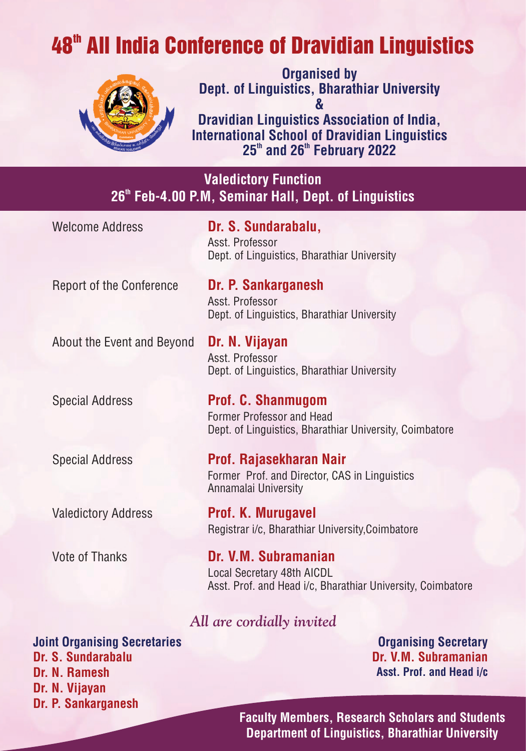# 48th All India Conference of Dravidian Linguistics

**Organised by**
**Dept. of Linguistics, Bharathiar University**
**&**
**Dravidian Linguistics Association of India,**
**International School of Dravidian Linguistics**
**25th and 26th February 2022**

## Valedictory Function
**26th Feb-4.00 P.M, Seminar Hall, Dept. of Linguistics**

| | |
|---|---|
| Welcome Address | **Dr. S. Sundarabalu,**<br>Asst. Professor<br>Dept. of Linguistics, Bharathiar University |
| Report of the Conference | **Dr. P. Sankarganesh**<br>Asst. Professor<br>Dept. of Linguistics, Bharathiar University |
| About the Event and Beyond | **Dr. N. Vijayan**<br>Asst. Professor<br>Dept. of Linguistics, Bharathiar University |
| Special Address | **Prof. C. Shanmugom**<br>Former Professor and Head<br>Dept. of Linguistics, Bharathiar University, Coimbatore |
| Special Address | **Prof. Rajasekharan Nair**<br>Former Prof. and Director, CAS in Linguistics<br>Annamalai University |
| Valedictory Address | **Prof. K. Murugavel**<br>Registrar i/c, Bharathiar University,Coimbatore |
| Vote of Thanks | **Dr. V.M. Subramanian**<br>Local Secretary 48th AICDL<br>Asst. Prof. and Head i/c, Bharathiar University, Coimbatore |

*All are cordially invited*

**Joint Organising Secretaries**
**Dr. S. Sundarabalu**
**Dr. N. Ramesh**
**Dr. N. Vijayan**
**Dr. P. Sankarganesh**

**Organising Secretary**
**Dr. V.M. Subramanian**
**Asst. Prof. and Head i/c**

**Faculty Members, Research Scholars and Students**
**Department of Linguistics, Bharathiar University**